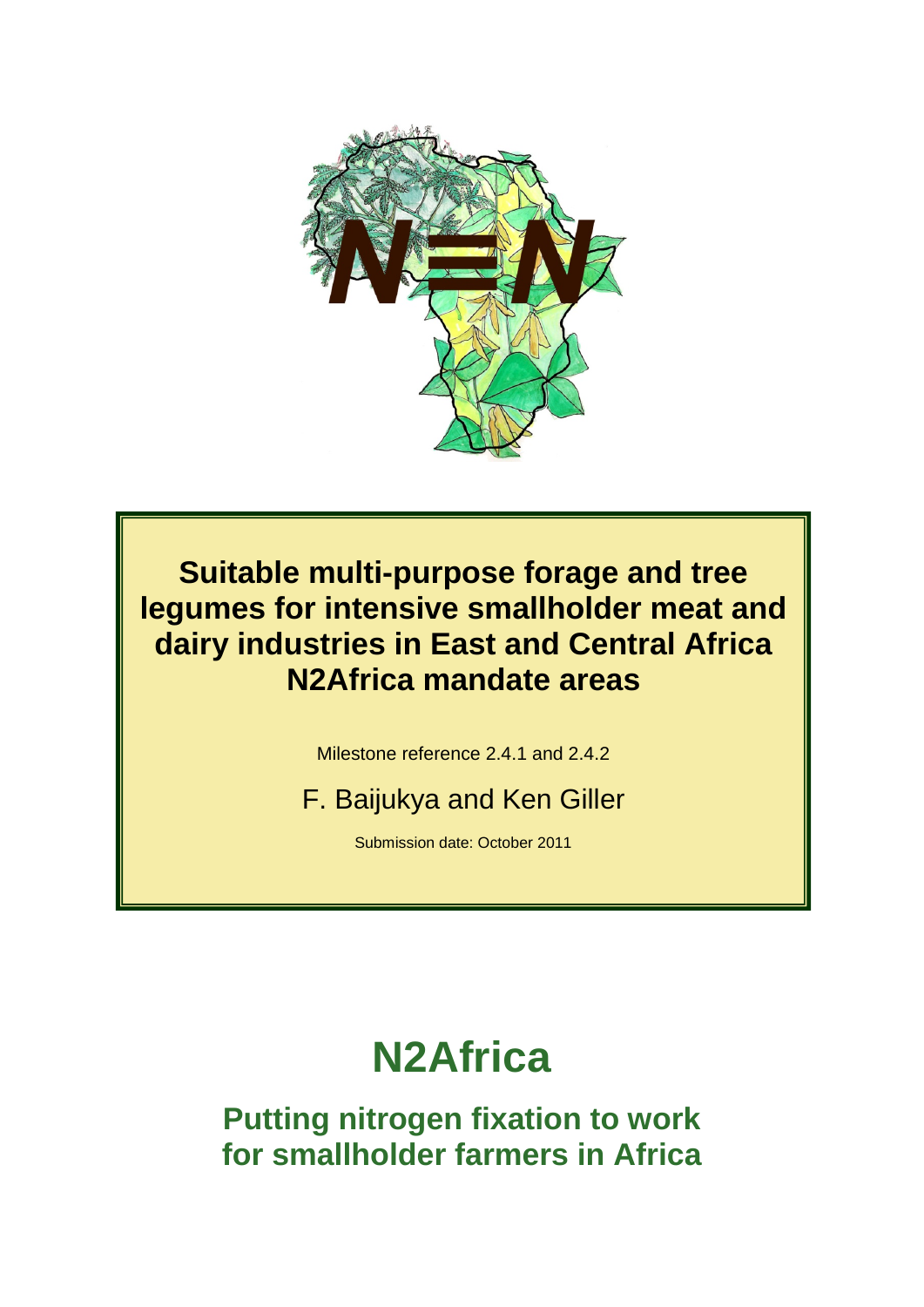# Suitable multi-purpose forage and tree legumes for intensive smallholder meat and dairy industries in East and Central Africa N2Africa mandate areas

Milestone reference 2.4.1 and 2.4.2

F. Baijukya and Ken Giller

Submission date: October 2011

# N2Africa

## Putting nitrogen fixation to work for smallholder farmers in Africa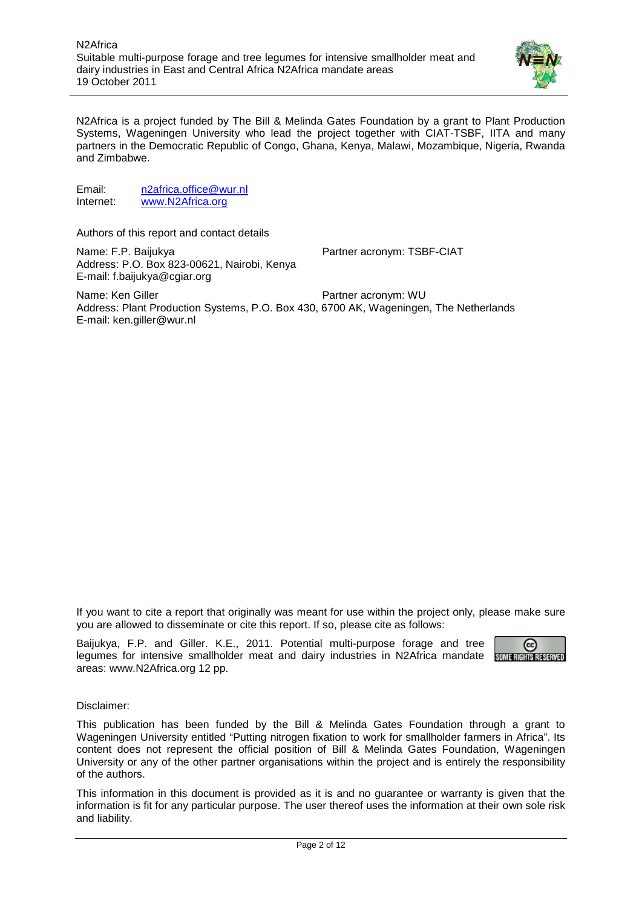N2Africa is a project funded by The Bill & Melinda Gates Foundation by a grant to Plant Production Systems, Wageningen University who lead the project together with CIAT-TSBF, IITA and many partners in the Democratic Republic of Congo, Ghana, Kenya, Malawi, Mozambique, Nigeria, Rwanda and Zimbabwe.

Email: n2africa.office@wur.nl
Internet: www.N2Africa.org

Authors of this report and contact details

Name: F.P. Baijukya — Partner acronym: TSBF-CIAT
Address: P.O. Box 823-00621, Nairobi, Kenya
E-mail: f.baijukya@cgiar.org

Name: Ken Giller — Partner acronym: WU
Address: Plant Production Systems, P.O. Box 430, 6700 AK, Wageningen, The Netherlands
E-mail: ken.giller@wur.nl

If you want to cite a report that originally was meant for use within the project only, please make sure you are allowed to disseminate or cite this report. If so, please cite as follows:

Baijukya, F.P. and Giller. K.E., 2011. Potential multi-purpose forage and tree legumes for intensive smallholder meat and dairy industries in N2Africa mandate areas: www.N2Africa.org 12 pp.

Disclaimer:

This publication has been funded by the Bill & Melinda Gates Foundation through a grant to Wageningen University entitled "Putting nitrogen fixation to work for smallholder farmers in Africa". Its content does not represent the official position of Bill & Melinda Gates Foundation, Wageningen University or any of the other partner organisations within the project and is entirely the responsibility of the authors.

This information in this document is provided as it is and no guarantee or warranty is given that the information is fit for any particular purpose. The user thereof uses the information at their own sole risk and liability.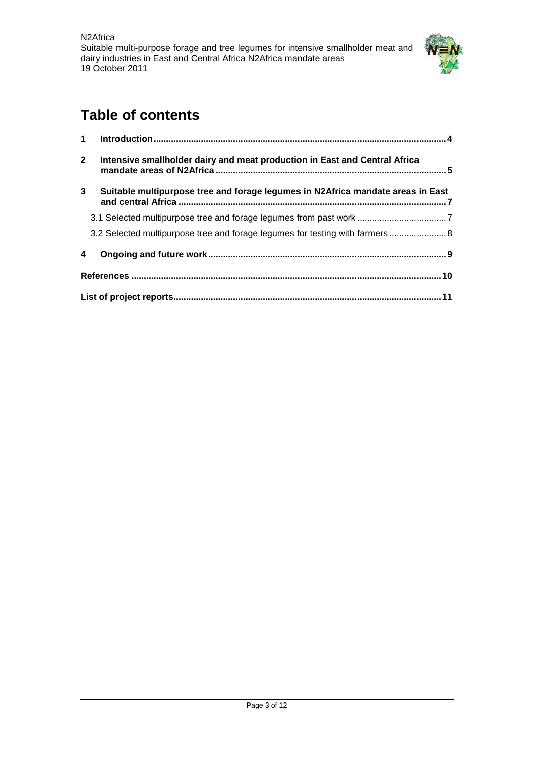# Table of contents

1 Introduction ..... 4

2 Intensive smallholder dairy and meat production in East and Central Africa mandate areas of N2Africa ..... 5

3 Suitable multipurpose tree and forage legumes in N2Africa mandate areas in East and central Africa ..... 7

3.1 Selected multipurpose tree and forage legumes from past work ..... 7

3.2 Selected multipurpose tree and forage legumes for testing with farmers ..... 8

4 Ongoing and future work ..... 9

References ..... 10

List of project reports ..... 11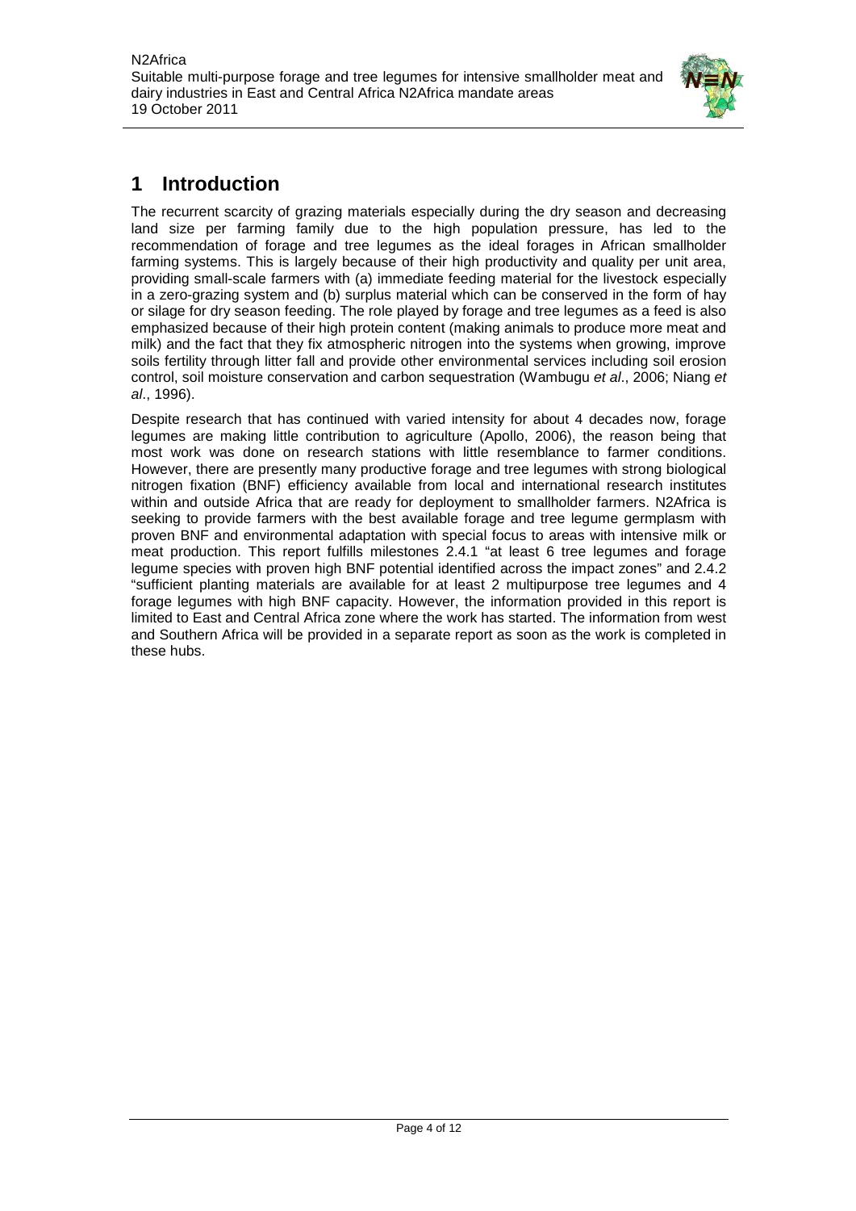# 1 Introduction

The recurrent scarcity of grazing materials especially during the dry season and decreasing land size per farming family due to the high population pressure, has led to the recommendation of forage and tree legumes as the ideal forages in African smallholder farming systems. This is largely because of their high productivity and quality per unit area, providing small-scale farmers with (a) immediate feeding material for the livestock especially in a zero-grazing system and (b) surplus material which can be conserved in the form of hay or silage for dry season feeding. The role played by forage and tree legumes as a feed is also emphasized because of their high protein content (making animals to produce more meat and milk) and the fact that they fix atmospheric nitrogen into the systems when growing, improve soils fertility through litter fall and provide other environmental services including soil erosion control, soil moisture conservation and carbon sequestration (Wambugu *et al*., 2006; Niang *et al*., 1996).

Despite research that has continued with varied intensity for about 4 decades now, forage legumes are making little contribution to agriculture (Apollo, 2006), the reason being that most work was done on research stations with little resemblance to farmer conditions. However, there are presently many productive forage and tree legumes with strong biological nitrogen fixation (BNF) efficiency available from local and international research institutes within and outside Africa that are ready for deployment to smallholder farmers. N2Africa is seeking to provide farmers with the best available forage and tree legume germplasm with proven BNF and environmental adaptation with special focus to areas with intensive milk or meat production. This report fulfills milestones 2.4.1 "at least 6 tree legumes and forage legume species with proven high BNF potential identified across the impact zones" and 2.4.2 "sufficient planting materials are available for at least 2 multipurpose tree legumes and 4 forage legumes with high BNF capacity. However, the information provided in this report is limited to East and Central Africa zone where the work has started. The information from west and Southern Africa will be provided in a separate report as soon as the work is completed in these hubs.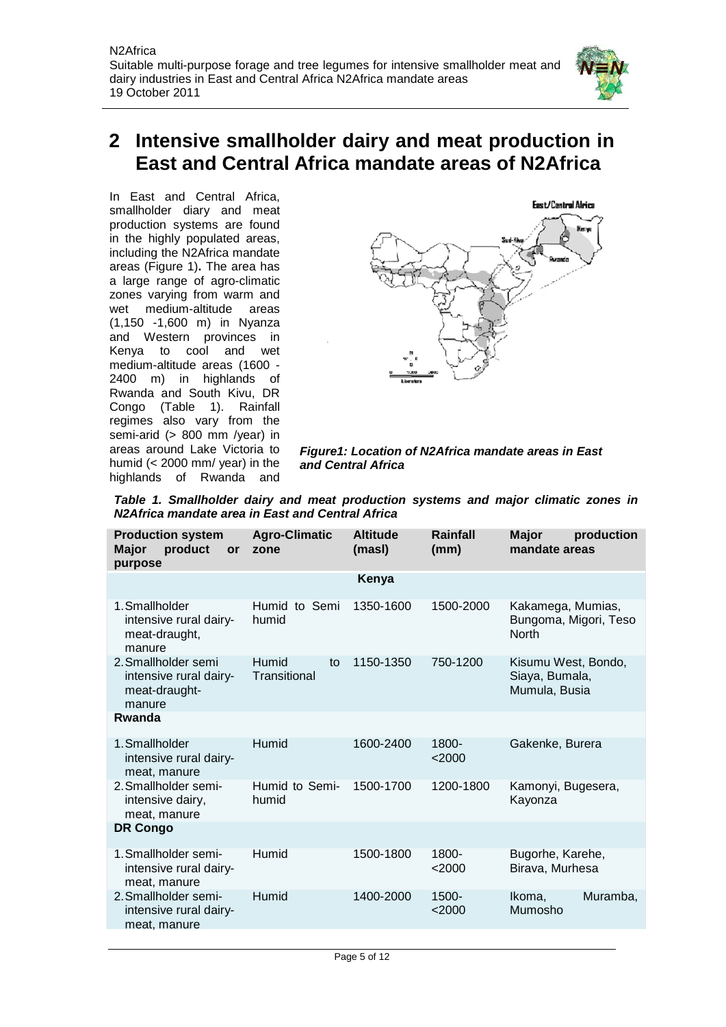# 2 Intensive smallholder dairy and meat production in East and Central Africa mandate areas of N2Africa

In East and Central Africa, smallholder diary and meat production systems are found in the highly populated areas, including the N2Africa mandate areas (Figure 1). The area has a large range of agro-climatic zones varying from warm and wet medium-altitude areas (1,150 -1,600 m) in Nyanza and Western provinces in Kenya to cool and wet medium-altitude areas (1600 - 2400 m) in highlands of Rwanda and South Kivu, DR Congo (Table 1). Rainfall regimes also vary from the semi-arid (> 800 mm /year) in areas around Lake Victoria to humid (< 2000 mm/ year) in the highlands of Rwanda and

***Figure1: Location of N2Africa mandate areas in East and Central Africa***

***Table 1. Smallholder dairy and meat production systems and major climatic zones in N2Africa mandate area in East and Central Africa***

| Production system Major product or purpose | Agro-Climatic zone | Altitude (masl) | Rainfall (mm) | Major production mandate areas |
|---|---|---|---|---|
| | | **Kenya** | | |
| 1. Smallholder intensive rural dairy-meat-draught, manure | Humid to Semi humid | 1350-1600 | 1500-2000 | Kakamega, Mumias, Bungoma, Migori, Teso North |
| 2. Smallholder semi intensive rural dairy-meat-draught-manure | Humid to Transitional | 1150-1350 | 750-1200 | Kisumu West, Bondo, Siaya, Bumala, Mumula, Busia |
| **Rwanda** | | | | |
| 1. Smallholder intensive rural dairy-meat, manure | Humid | 1600-2400 | 1800-<2000 | Gakenke, Burera |
| 2. Smallholder semi-intensive dairy, meat, manure | Humid to Semi-humid | 1500-1700 | 1200-1800 | Kamonyi, Bugesera, Kayonza |
| **DR Congo** | | | | |
| 1. Smallholder semi-intensive rural dairy-meat, manure | Humid | 1500-1800 | 1800-<2000 | Bugorhe, Karehe, Birava, Murhesa |
| 2. Smallholder semi-intensive rural dairy-meat, manure | Humid | 1400-2000 | 1500-<2000 | Ikoma, Muramba, Mumosho |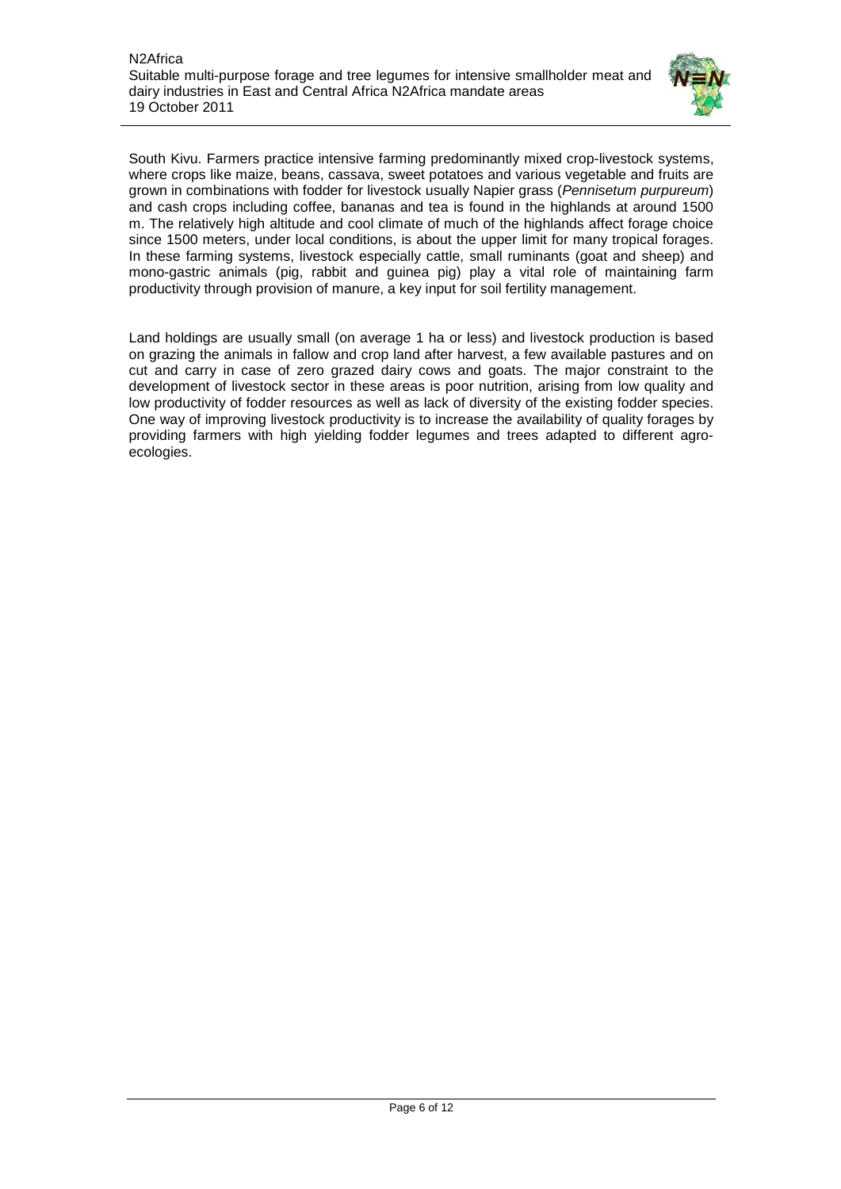South Kivu. Farmers practice intensive farming predominantly mixed crop-livestock systems, where crops like maize, beans, cassava, sweet potatoes and various vegetable and fruits are grown in combinations with fodder for livestock usually Napier grass (*Pennisetum purpureum*) and cash crops including coffee, bananas and tea is found in the highlands at around 1500 m. The relatively high altitude and cool climate of much of the highlands affect forage choice since 1500 meters, under local conditions, is about the upper limit for many tropical forages. In these farming systems, livestock especially cattle, small ruminants (goat and sheep) and mono-gastric animals (pig, rabbit and guinea pig) play a vital role of maintaining farm productivity through provision of manure, a key input for soil fertility management.

Land holdings are usually small (on average 1 ha or less) and livestock production is based on grazing the animals in fallow and crop land after harvest, a few available pastures and on cut and carry in case of zero grazed dairy cows and goats. The major constraint to the development of livestock sector in these areas is poor nutrition, arising from low quality and low productivity of fodder resources as well as lack of diversity of the existing fodder species. One way of improving livestock productivity is to increase the availability of quality forages by providing farmers with high yielding fodder legumes and trees adapted to different agro-ecologies.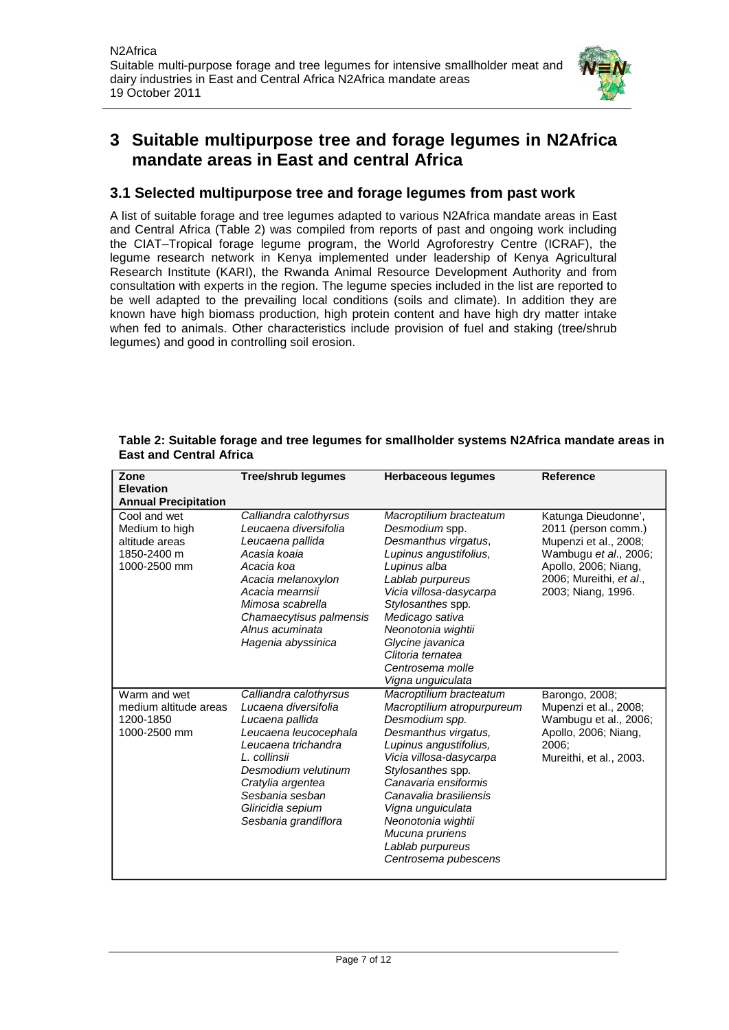# 3 Suitable multipurpose tree and forage legumes in N2Africa mandate areas in East and central Africa

## 3.1 Selected multipurpose tree and forage legumes from past work

A list of suitable forage and tree legumes adapted to various N2Africa mandate areas in East and Central Africa (Table 2) was compiled from reports of past and ongoing work including the CIAT–Tropical forage legume program, the World Agroforestry Centre (ICRAF), the legume research network in Kenya implemented under leadership of Kenya Agricultural Research Institute (KARI), the Rwanda Animal Resource Development Authority and from consultation with experts in the region. The legume species included in the list are reported to be well adapted to the prevailing local conditions (soils and climate). In addition they are known have high biomass production, high protein content and have high dry matter intake when fed to animals. Other characteristics include provision of fuel and staking (tree/shrub legumes) and good in controlling soil erosion.

**Table 2: Suitable forage and tree legumes for smallholder systems N2Africa mandate areas in East and Central Africa**

| Zone<br>Elevation<br>Annual Precipitation | Tree/shrub legumes | Herbaceous legumes | Reference |
|---|---|---|---|
| Cool and wet<br>Medium to high altitude areas<br>1850-2400 m<br>1000-2500 mm | *Calliandra calothyrsus*<br>*Leucaena diversifolia*<br>*Leucaena pallida*<br>*Acasia koaia*<br>*Acacia koa*<br>*Acacia melanoxylon*<br>*Acacia mearnsii*<br>*Mimosa scabrella*<br>*Chamaecytisus palmensis*<br>*Alnus acuminata*<br>*Hagenia abyssinica* | *Macroptilium bracteatum*<br>*Desmodium* spp.<br>*Desmanthus virgatus*,<br>*Lupinus angustifolius*,<br>*Lupinus alba*<br>*Lablab purpureus*<br>*Vicia villosa-dasycarpa*<br>*Stylosanthes* spp.<br>*Medicago sativa*<br>*Neonotonia wightii*<br>*Glycine javanica*<br>*Clitoria ternatea*<br>*Centrosema molle*<br>*Vigna unguiculata* | Katunga Dieudonne', 2011 (person comm.)<br>Mupenzi et al., 2008;<br>Wambugu *et al*., 2006;<br>Apollo, 2006; Niang, 2006; Mureithi, *et al*., 2003; Niang, 1996. |
| Warm and wet<br>medium altitude areas<br>1200-1850<br>1000-2500 mm | *Calliandra calothyrsus*<br>*Lucaena diversifolia*<br>*Lucaena pallida*<br>*Leucaena leucocephala*<br>*Leucaena trichandra*<br>*L. collinsii*<br>*Desmodium velutinum*<br>*Cratylia argentea*<br>*Sesbania sesban*<br>*Gliricidia sepium*<br>*Sesbania grandiflora* | *Macroptilium bracteatum*<br>*Macroptilium atropurpureum*<br>*Desmodium spp.*<br>*Desmanthus virgatus,*<br>*Lupinus angustifolius,*<br>*Vicia villosa-dasycarpa*<br>*Stylosanthes* spp.<br>*Canavaria ensiformis*<br>*Canavalia brasiliensis*<br>*Vigna unguiculata*<br>*Neonotonia wightii*<br>*Mucuna pruriens*<br>*Lablab purpureus*<br>*Centrosema pubescens* | Barongo, 2008;<br>Mupenzi et al., 2008;<br>Wambugu et al., 2006;<br>Apollo, 2006; Niang, 2006;<br>Mureithi, et al., 2003. |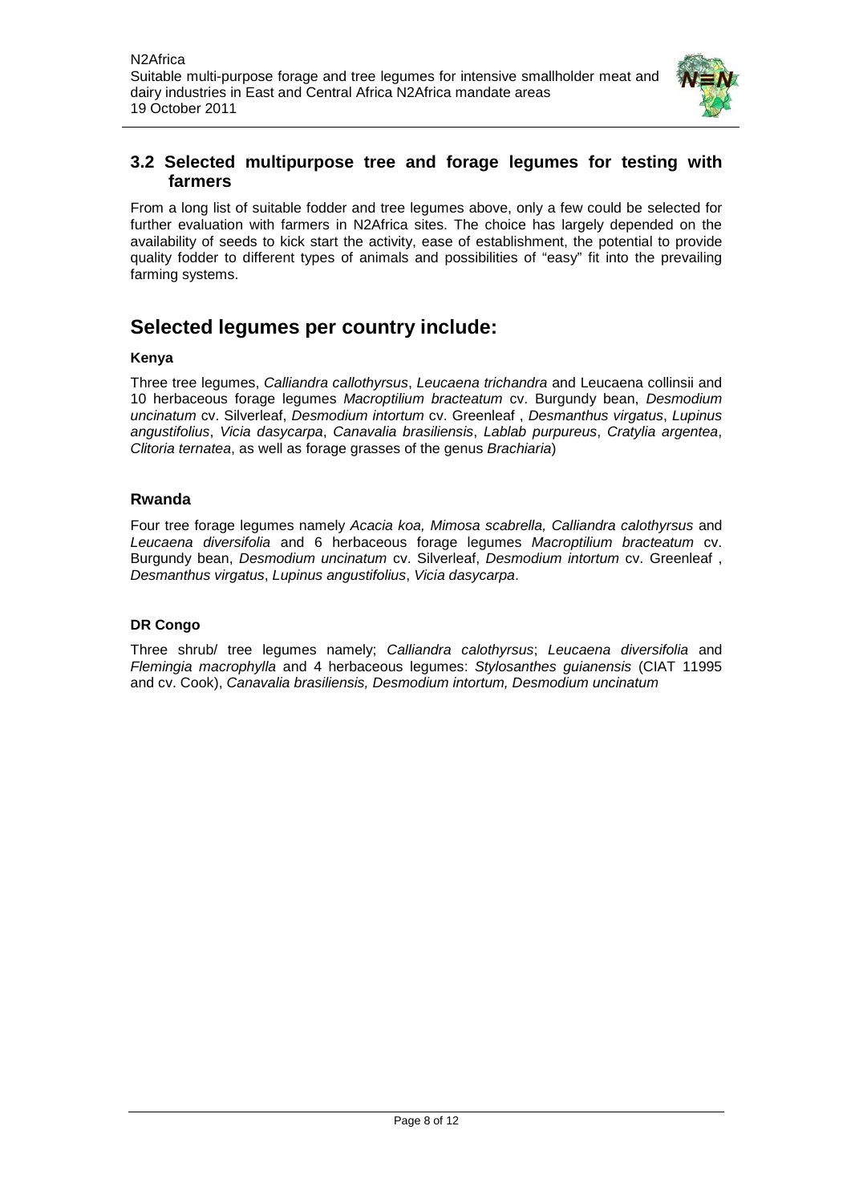## 3.2 Selected multipurpose tree and forage legumes for testing with farmers

From a long list of suitable fodder and tree legumes above, only a few could be selected for further evaluation with farmers in N2Africa sites. The choice has largely depended on the availability of seeds to kick start the activity, ease of establishment, the potential to provide quality fodder to different types of animals and possibilities of "easy" fit into the prevailing farming systems.

# Selected legumes per country include:

**Kenya**

Three tree legumes, *Calliandra callothyrsus*, *Leucaena trichandra* and Leucaena collinsii and 10 herbaceous forage legumes *Macroptilium bracteatum* cv. Burgundy bean, *Desmodium uncinatum* cv. Silverleaf, *Desmodium intortum* cv. Greenleaf , *Desmanthus virgatus*, *Lupinus angustifolius*, *Vicia dasycarpa*, *Canavalia brasiliensis*, *Lablab purpureus*, *Cratylia argentea*, *Clitoria ternatea*, as well as forage grasses of the genus *Brachiaria*)

### Rwanda

Four tree forage legumes namely *Acacia koa, Mimosa scabrella, Calliandra calothyrsus* and *Leucaena diversifolia* and 6 herbaceous forage legumes *Macroptilium bracteatum* cv. Burgundy bean, *Desmodium uncinatum* cv. Silverleaf, *Desmodium intortum* cv. Greenleaf , *Desmanthus virgatus*, *Lupinus angustifolius*, *Vicia dasycarpa*.

**DR Congo**

Three shrub/ tree legumes namely; *Calliandra calothyrsus*; *Leucaena diversifolia* and *Flemingia macrophylla* and 4 herbaceous legumes: *Stylosanthes guianensis* (CIAT 11995 and cv. Cook), *Canavalia brasiliensis, Desmodium intortum, Desmodium uncinatum*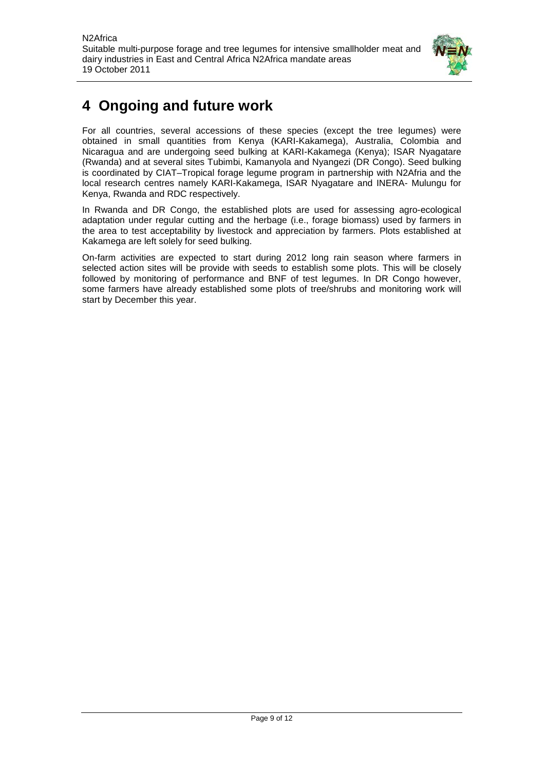# 4 Ongoing and future work

For all countries, several accessions of these species (except the tree legumes) were obtained in small quantities from Kenya (KARI-Kakamega), Australia, Colombia and Nicaragua and are undergoing seed bulking at KARI-Kakamega (Kenya); ISAR Nyagatare (Rwanda) and at several sites Tubimbi, Kamanyola and Nyangezi (DR Congo). Seed bulking is coordinated by CIAT–Tropical forage legume program in partnership with N2Afria and the local research centres namely KARI-Kakamega, ISAR Nyagatare and INERA- Mulungu for Kenya, Rwanda and RDC respectively.

In Rwanda and DR Congo, the established plots are used for assessing agro-ecological adaptation under regular cutting and the herbage (i.e., forage biomass) used by farmers in the area to test acceptability by livestock and appreciation by farmers. Plots established at Kakamega are left solely for seed bulking.

On-farm activities are expected to start during 2012 long rain season where farmers in selected action sites will be provide with seeds to establish some plots. This will be closely followed by monitoring of performance and BNF of test legumes. In DR Congo however, some farmers have already established some plots of tree/shrubs and monitoring work will start by December this year.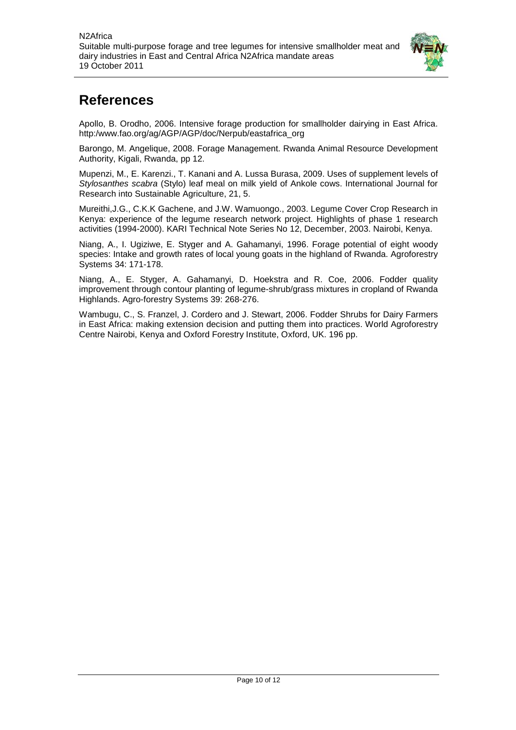# References

Apollo, B. Orodho, 2006. Intensive forage production for smallholder dairying in East Africa. http:/www.fao.org/ag/AGP/AGP/doc/Nerpub/eastafrica_org

Barongo, M. Angelique, 2008. Forage Management. Rwanda Animal Resource Development Authority, Kigali, Rwanda, pp 12.

Mupenzi, M., E. Karenzi., T. Kanani and A. Lussa Burasa, 2009. Uses of supplement levels of *Stylosanthes scabra* (Stylo) leaf meal on milk yield of Ankole cows. International Journal for Research into Sustainable Agriculture, 21, 5.

Mureithi,J.G., C.K.K Gachene, and J.W. Wamuongo., 2003. Legume Cover Crop Research in Kenya: experience of the legume research network project. Highlights of phase 1 research activities (1994-2000). KARI Technical Note Series No 12, December, 2003. Nairobi, Kenya.

Niang, A., I. Ugiziwe, E. Styger and A. Gahamanyi, 1996. Forage potential of eight woody species: Intake and growth rates of local young goats in the highland of Rwanda. Agroforestry Systems 34: 171-178.

Niang, A., E. Styger, A. Gahamanyi, D. Hoekstra and R. Coe, 2006. Fodder quality improvement through contour planting of legume-shrub/grass mixtures in cropland of Rwanda Highlands. Agro-forestry Systems 39: 268-276.

Wambugu, C., S. Franzel, J. Cordero and J. Stewart, 2006. Fodder Shrubs for Dairy Farmers in East Africa: making extension decision and putting them into practices. World Agroforestry Centre Nairobi, Kenya and Oxford Forestry Institute, Oxford, UK. 196 pp.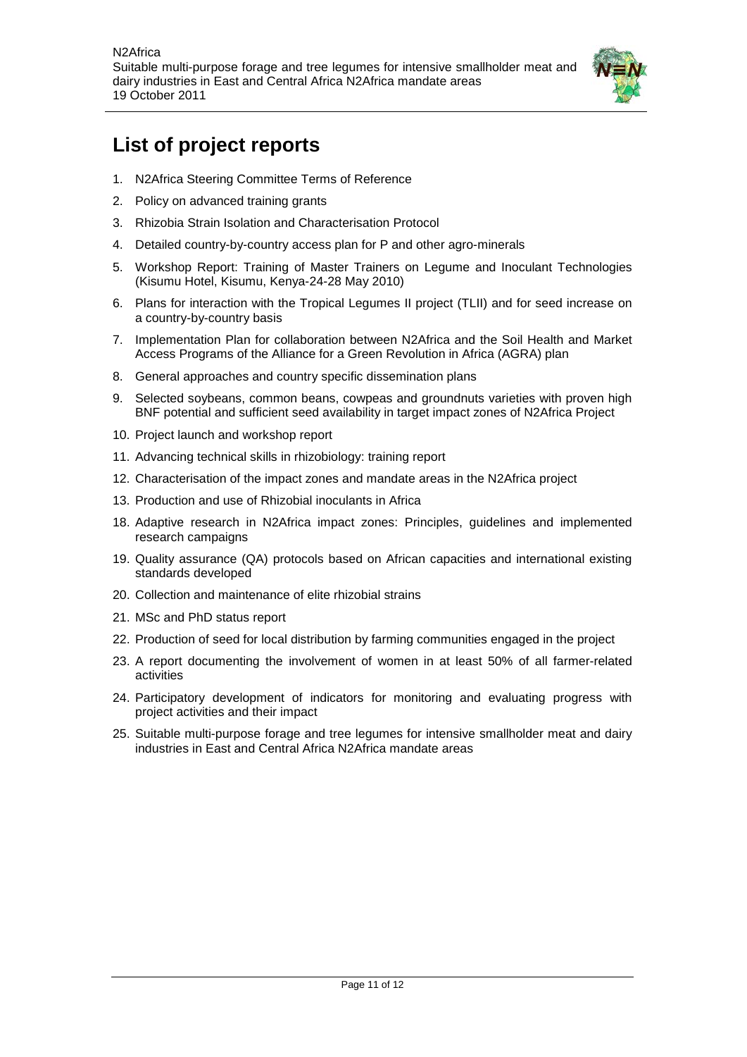## List of project reports

1. N2Africa Steering Committee Terms of Reference
2. Policy on advanced training grants
3. Rhizobia Strain Isolation and Characterisation Protocol
4. Detailed country-by-country access plan for P and other agro-minerals
5. Workshop Report: Training of Master Trainers on Legume and Inoculant Technologies (Kisumu Hotel, Kisumu, Kenya-24-28 May 2010)
6. Plans for interaction with the Tropical Legumes II project (TLII) and for seed increase on a country-by-country basis
7. Implementation Plan for collaboration between N2Africa and the Soil Health and Market Access Programs of the Alliance for a Green Revolution in Africa (AGRA) plan
8. General approaches and country specific dissemination plans
9. Selected soybeans, common beans, cowpeas and groundnuts varieties with proven high BNF potential and sufficient seed availability in target impact zones of N2Africa Project
10. Project launch and workshop report
11. Advancing technical skills in rhizobiology: training report
12. Characterisation of the impact zones and mandate areas in the N2Africa project
13. Production and use of Rhizobial inoculants in Africa
18. Adaptive research in N2Africa impact zones: Principles, guidelines and implemented research campaigns
19. Quality assurance (QA) protocols based on African capacities and international existing standards developed
20. Collection and maintenance of elite rhizobial strains
21. MSc and PhD status report
22. Production of seed for local distribution by farming communities engaged in the project
23. A report documenting the involvement of women in at least 50% of all farmer-related activities
24. Participatory development of indicators for monitoring and evaluating progress with project activities and their impact
25. Suitable multi-purpose forage and tree legumes for intensive smallholder meat and dairy industries in East and Central Africa N2Africa mandate areas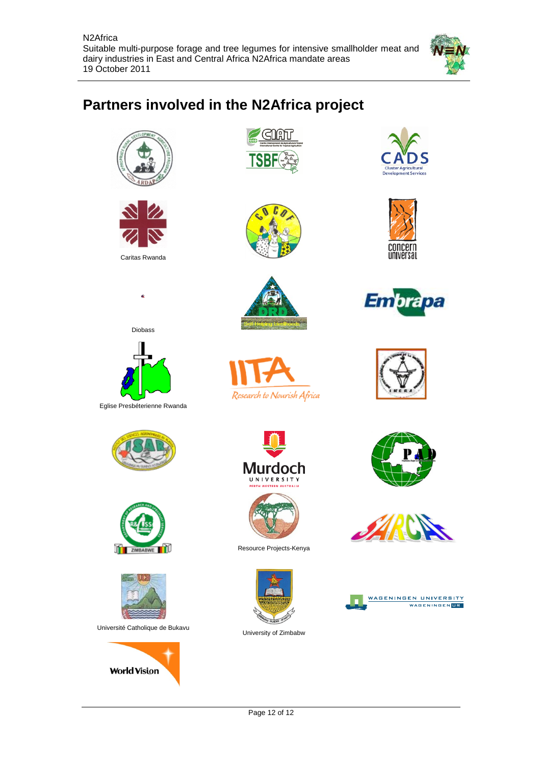## Partners involved in the N2Africa project

Caritas Rwanda

Diobass

Eglise Presbéterienne Rwanda

Resource Projects-Kenya

Université Catholique de Bukavu

University of Zimbabw